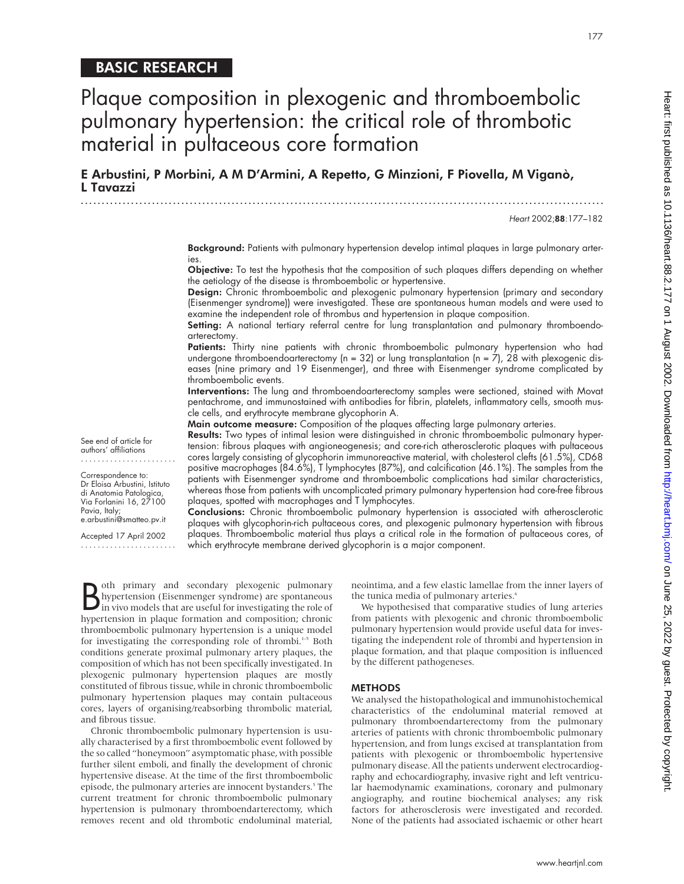BASIC RESEARCH

# Plaque composition in plexogenic and thromboembolic pulmonary hypertension: the critical role of thrombotic material in pultaceous core formation

**E Arbustini, P Morbini, A M D'Armini, A Repetto, G Minzioni, F Piovella, M Viganò, L Tavazzi**

*Heart* 2002;**88**:177–182

**Background:** Patients with pulmonary hypertension develop intimal plaques in large pulmonary arteries.

**Objective:** To test the hypothesis that the composition of such plaques differs depending on whether the aetiology of the disease is thromboembolic or hypertensive.

**Design:** Chronic thromboembolic and plexogenic pulmonary hypertension (primary and secondary (Eisenmenger syndrome)) were investigated. These are spontaneous human models and were used to examine the independent role of thrombus and hypertension in plaque composition.

**Setting:** A national tertiary referral centre for lung transplantation and pulmonary thromboendoarterectomy.

**Patients:** Thirty nine patients with chronic thromboembolic pulmonary hypertension who had undergone thromboendoarterectomy (n = 32) or lung transplantation (n = 7), 28 with plexogenic diseases (nine primary and 19 Eisenmenger), and three with Eisenmenger syndrome complicated by thromboembolic events.

**Interventions:** The lung and thromboendoarterectomy samples were sectioned, stained with Movat pentachrome, and immunostained with antibodies for fibrin, platelets, inflammatory cells, smooth muscle cells, and erythrocyte membrane glycophorin A.

**Main outcome measure:** Composition of the plaques affecting large pulmonary arteries.

**Results:** Two types of intimal lesion were distinguished in chronic thromboembolic pulmonary hypertension: fibrous plaques with angioneogenesis; and core-rich atherosclerotic plaques with pultaceous cores largely consisting of glycophorin immunoreactive material, with cholesterol clefts (61.5%), CD68 positive macrophages (84.6%), T lymphocytes (87%), and calcification (46.1%). The samples from the patients with Eisenmenger syndrome and thromboembolic complications had similar characteristics, whereas those from patients with uncomplicated primary pulmonary hypertension had core-free fibrous plaques, spotted with macrophages and T lymphocytes.

**Conclusions:** Chronic thromboembolic pulmonary hypertension is associated with atherosclerotic plaques with glycophorin-rich pultaceous cores, and plexogenic pulmonary hypertension with fibrous plaques. Thromboembolic material thus plays a critical role in the formation of pultaceous cores, of which erythrocyte membrane derived glycophorin is a major component.

See end of article for authors' affiliations

Correspondence to: Dr Eloisa Arbustini, Istituto di Anatomia Patologica, Via Forlanini 16, 27100 Pavia, Italy; e.arbustini@smatteo.pv.it

Accepted 17 April 2002

Both primary and secondary plexogenic pulmonary hypertension (Eisenmenger syndrome) are spontaneous in vivo models that are useful for investigating the role of hypertension in plaque formation and composition; chronic thromboembolic pulmonary hypertension is a unique model for investigating the corresponding role of thrombi.[1–5] Both conditions generate proximal pulmonary artery plaques, the composition of which has not been specifically investigated. In plexogenic pulmonary hypertension plaques are mostly constituted of fibrous tissue, while in chronic thromboembolic pulmonary hypertension plaques may contain pultaceous cores, layers of organising/reabsorbing thrombolic material, and fibrous tissue.

Chronic thromboembolic pulmonary hypertension is usually characterised by a first thromboembolic event followed by the so called "honeymoon" asymptomatic phase, with possible further silent emboli, and finally the development of chronic hypertensive disease. At the time of the first thromboembolic episode, the pulmonary arteries are innocent bystanders.[5] The current treatment for chronic thromboembolic pulmonary hypertension is pulmonary thromboendarterectomy, which removes recent and old thrombotic endoluminal material, neointima, and a few elastic lamellae from the inner layers of the tunica media of pulmonary arteries.[6]

We hypothesised that comparative studies of lung arteries from patients with plexogenic and chronic thromboembolic pulmonary hypertension would provide useful data for investigating the independent role of thrombi and hypertension in plaque formation, and that plaque composition is influenced by the different pathogeneses.

## METHODS

We analysed the histopathological and immunohistochemical characteristics of the endoluminal material removed at pulmonary thromboendarterectomy from the pulmonary arteries of patients with chronic thromboembolic pulmonary hypertension, and from lungs excised at transplantation from patients with plexogenic or thromboembolic hypertensive pulmonary disease. All the patients underwent electrocardiography and echocardiography, invasive right and left ventricular haemodynamic examinations, coronary and pulmonary angiography, and routine biochemical analyses; any risk factors for atherosclerosis were investigated and recorded. None of the patients had associated ischaemic or other heart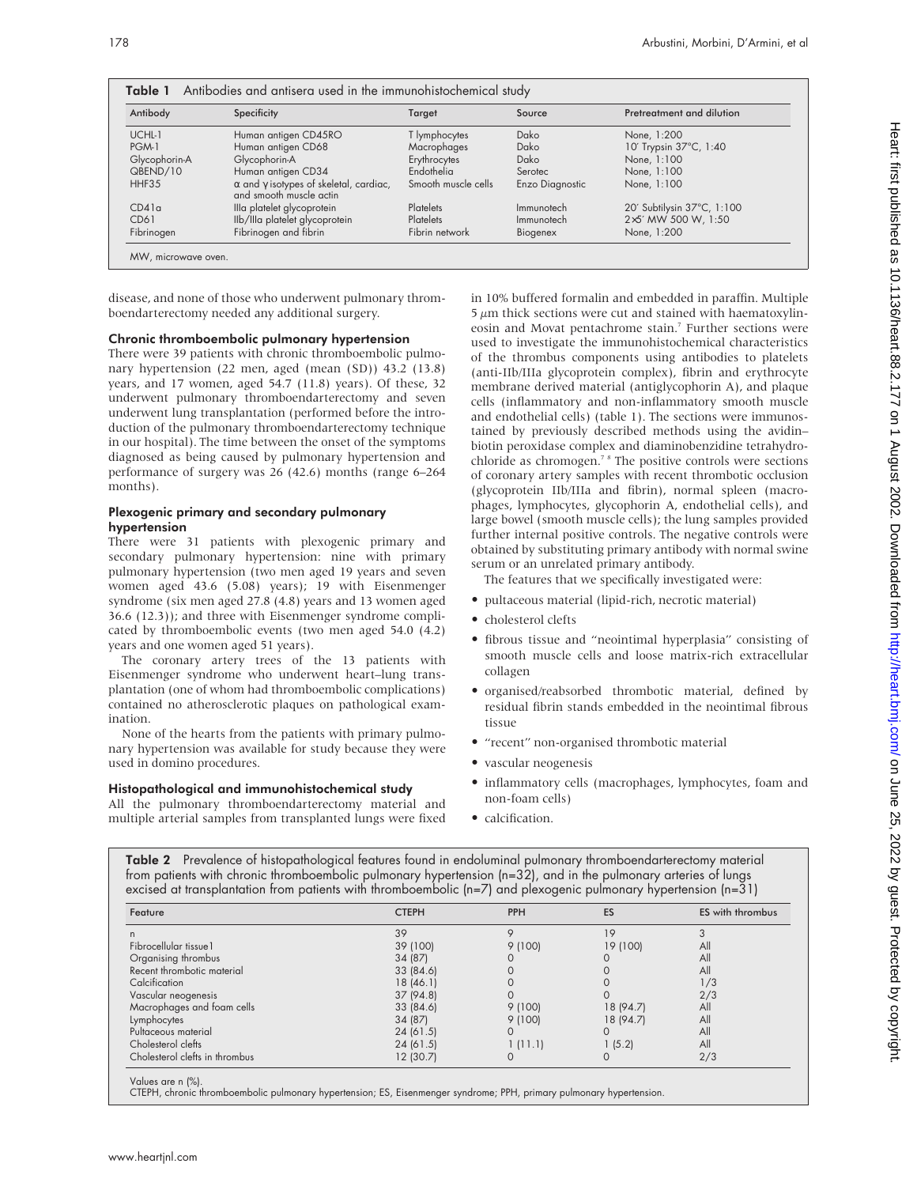**Table 1** Antibodies and antisera used in the immunohistochemical study

| Antibody | Specificity | Target | Source | Pretreatment and dilution |
|---|---|---|---|---|
| UCHL-1 | Human antigen CD45RO | T lymphocytes | Dako | None, 1:200 |
| PGM-1 | Human antigen CD68 | Macrophages | Dako | 10′ Trypsin 37°C, 1:40 |
| Glycophorin-A | Glycophorin-A | Erythrocytes | Dako | None, 1:100 |
| QBEND/10 | Human antigen CD34 | Endothelia | Serotec | None, 1:100 |
| HHF35 | α and γ isotypes of skeletal, cardiac, and smooth muscle actin | Smooth muscle cells | Enzo Diagnostic | None, 1:100 |
| CD41a | IIIa platelet glycoprotein | Platelets | Immunotech | 20′ Subtilysin 37°C, 1:100 |
| CD61 | IIb/IIIa platelet glycoprotein | Platelets | Immunotech | 2×5′ MW 500 W, 1:50 |
| Fibrinogen | Fibrinogen and fibrin | Fibrin network | Biogenex | None, 1:200 |

MW, microwave oven.

disease, and none of those who underwent pulmonary thromboendarterectomy needed any additional surgery.

### Chronic thromboembolic pulmonary hypertension

There were 39 patients with chronic thromboembolic pulmonary hypertension (22 men, aged (mean (SD)) 43.2 (13.8) years, and 17 women, aged 54.7 (11.8) years). Of these, 32 underwent pulmonary thromboendarterectomy and seven underwent lung transplantation (performed before the introduction of the pulmonary thromboendarterectomy technique in our hospital). The time between the onset of the symptoms diagnosed as being caused by pulmonary hypertension and performance of surgery was 26 (42.6) months (range 6–264 months).

### Plexogenic primary and secondary pulmonary hypertension

There were 31 patients with plexogenic primary and secondary pulmonary hypertension: nine with primary pulmonary hypertension (two men aged 19 years and seven women aged 43.6 (5.08) years); 19 with Eisenmenger syndrome (six men aged 27.8 (4.8) years and 13 women aged 36.6 (12.3)); and three with Eisenmenger syndrome complicated by thromboembolic events (two men aged 54.0 (4.2) years and one women aged 51 years).

The coronary artery trees of the 13 patients with Eisenmenger syndrome who underwent heart–lung transplantation (one of whom had thromboembolic complications) contained no atherosclerotic plaques on pathological examination.

None of the hearts from the patients with primary pulmonary hypertension was available for study because they were used in domino procedures.

### Histopathological and immunohistochemical study

All the pulmonary thromboendarterectomy material and multiple arterial samples from transplanted lungs were fixed in 10% buffered formalin and embedded in paraffin. Multiple 5 μm thick sections were cut and stained with haematoxylin-eosin and Movat pentachrome stain.[7] Further sections were used to investigate the immunohistochemical characteristics of the thrombus components using antibodies to platelets (anti-IIb/IIIa glycoprotein complex), fibrin and erythrocyte membrane derived material (antiglycophorin A), and plaque cells (inflammatory and non-inflammatory smooth muscle and endothelial cells) (table 1). The sections were immunostained by previously described methods using the avidin–biotin peroxidase complex and diaminobenzidine tetrahydrochloride as chromogen.[7 8] The positive controls were sections of coronary artery samples with recent thrombotic occlusion (glycoprotein IIb/IIIa and fibrin), normal spleen (macrophages, lymphocytes, glycophorin A, endothelial cells), and large bowel (smooth muscle cells); the lung samples provided further internal positive controls. The negative controls were obtained by substituting primary antibody with normal swine serum or an unrelated primary antibody.

The features that we specifically investigated were:

- pultaceous material (lipid-rich, necrotic material)
- cholesterol clefts
- fibrous tissue and "neointimal hyperplasia" consisting of smooth muscle cells and loose matrix-rich extracellular collagen
- organised/reabsorbed thrombotic material, defined by residual fibrin stands embedded in the neointimal fibrous tissue
- "recent" non-organised thrombotic material
- vascular neogenesis
- inflammatory cells (macrophages, lymphocytes, foam and non-foam cells)
- calcification.

**Table 2** Prevalence of histopathological features found in endoluminal pulmonary thromboendarterectomy material from patients with chronic thromboembolic pulmonary hypertension (n=32), and in the pulmonary arteries of lungs excised at transplantation from patients with thromboembolic (n=7) and plexogenic pulmonary hypertension (n=31)

| Feature | CTEPH | PPH | ES | ES with thrombus |
|---|---|---|---|---|
| n | 39 | 9 | 19 | 3 |
| Fibrocellular tissue1 | 39 (100) | 9 (100) | 19 (100) | All |
| Organising thrombus | 34 (87) | 0 | 0 | All |
| Recent thrombotic material | 33 (84.6) | 0 | 0 | All |
| Calcification | 18 (46.1) | 0 | 0 | 1/3 |
| Vascular neogenesis | 37 (94.8) | 0 | 0 | 2/3 |
| Macrophages and foam cells | 33 (84.6) | 9 (100) | 18 (94.7) | All |
| Lymphocytes | 34 (87) | 9 (100) | 18 (94.7) | All |
| Pultaceous material | 24 (61.5) | 0 | 0 | All |
| Cholesterol clefts | 24 (61.5) | 1 (11.1) | 1 (5.2) | All |
| Cholesterol clefts in thrombus | 12 (30.7) | 0 | 0 | 2/3 |

Values are n (%).
CTEPH, chronic thromboembolic pulmonary hypertension; ES, Eisenmenger syndrome; PPH, primary pulmonary hypertension.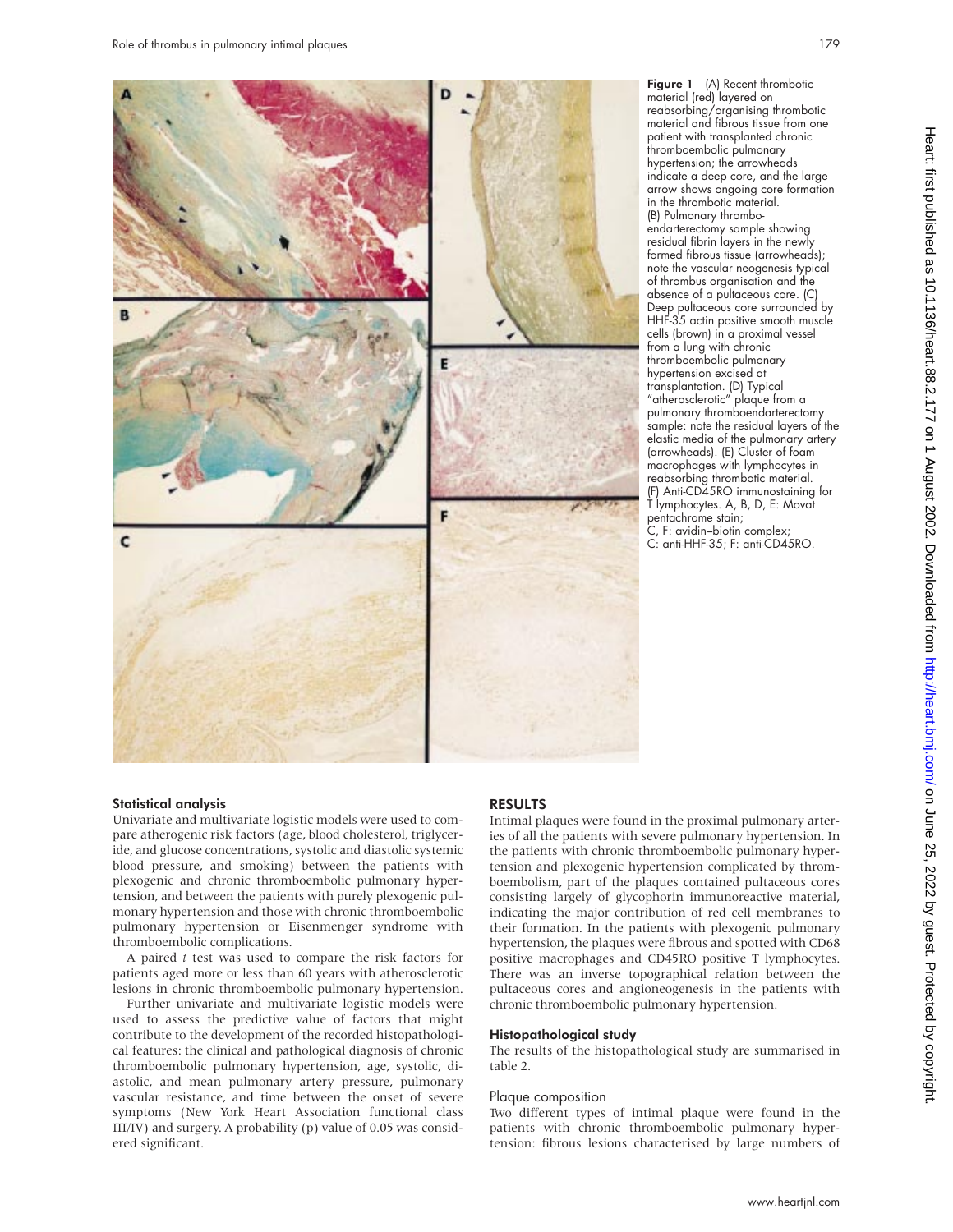**Figure 1** (A) Recent thrombotic material (red) layered on reabsorbing/organising thrombotic material and fibrous tissue from one patient with transplanted chronic thromboembolic pulmonary hypertension; the arrowheads indicate a deep core, and the large arrow shows ongoing core formation in the thrombotic material. (B) Pulmonary thromboendarterectomy sample showing residual fibrin layers in the newly formed fibrous tissue (arrowheads); note the vascular neogenesis typical of thrombus organisation and the absence of a pultaceous core. (C) Deep pultaceous core surrounded by HHF-35 actin positive smooth muscle cells (brown) in a proximal vessel from a lung with chronic thromboembolic pulmonary hypertension excised at transplantation. (D) Typical "atherosclerotic" plaque from a pulmonary thromboendarterectomy sample: note the residual layers of the elastic media of the pulmonary artery (arrowheads). (E) Cluster of foam macrophages with lymphocytes in reabsorbing thrombotic material. (F) Anti-CD45RO immunostaining for T lymphocytes. A, B, D, E: Movat pentachrome stain; C, F: avidin–biotin complex; C: anti-HHF-35; F: anti-CD45RO.

### Statistical analysis

Univariate and multivariate logistic models were used to compare atherogenic risk factors (age, blood cholesterol, triglyceride, and glucose concentrations, systolic and diastolic systemic blood pressure, and smoking) between the patients with plexogenic and chronic thromboembolic pulmonary hypertension, and between the patients with purely plexogenic pulmonary hypertension and those with chronic thromboembolic pulmonary hypertension or Eisenmenger syndrome with thromboembolic complications.

A paired *t* test was used to compare the risk factors for patients aged more or less than 60 years with atherosclerotic lesions in chronic thromboembolic pulmonary hypertension.

Further univariate and multivariate logistic models were used to assess the predictive value of factors that might contribute to the development of the recorded histopathological features: the clinical and pathological diagnosis of chronic thromboembolic pulmonary hypertension, age, systolic, diastolic, and mean pulmonary artery pressure, pulmonary vascular resistance, and time between the onset of severe symptoms (New York Heart Association functional class III/IV) and surgery. A probability (p) value of 0.05 was considered significant.

## RESULTS

Intimal plaques were found in the proximal pulmonary arteries of all the patients with severe pulmonary hypertension. In the patients with chronic thromboembolic pulmonary hypertension and plexogenic hypertension complicated by thromboembolism, part of the plaques contained pultaceous cores consisting largely of glycophorin immunoreactive material, indicating the major contribution of red cell membranes to their formation. In the patients with plexogenic pulmonary hypertension, the plaques were fibrous and spotted with CD68 positive macrophages and CD45RO positive T lymphocytes. There was an inverse topographical relation between the pultaceous cores and angioneogenesis in the patients with chronic thromboembolic pulmonary hypertension.

### Histopathological study

The results of the histopathological study are summarised in table 2.

#### Plaque composition

Two different types of intimal plaque were found in the patients with chronic thromboembolic pulmonary hypertension: fibrous lesions characterised by large numbers of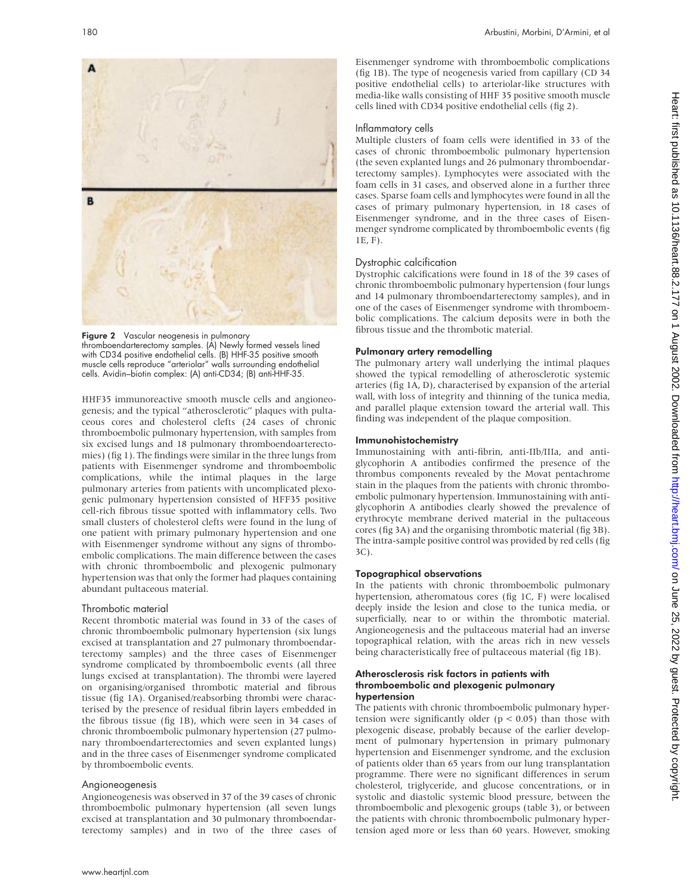Figure 2 Vascular neogenesis in pulmonary thromboendarterectomy samples. (A) Newly formed vessels lined with CD34 positive endothelial cells. (B) HHF-35 positive smooth muscle cells reproduce "arteriolar" walls surrounding endothelial cells. Avidin–biotin complex: (A) anti-CD34; (B) anti-HHF-35.

HHF35 immunoreactive smooth muscle cells and angioneogenesis; and the typical "atherosclerotic" plaques with pultaceous cores and cholesterol clefts (24 cases of chronic thromboembolic pulmonary hypertension, with samples from six excised lungs and 18 pulmonary thromboendoarterectomies) (fig 1). The findings were similar in the three lungs from patients with Eisenmenger syndrome and thromboembolic complications, while the intimal plaques in the large pulmonary arteries from patients with uncomplicated plexogenic pulmonary hypertension consisted of HFF35 positive cell-rich fibrous tissue spotted with inflammatory cells. Two small clusters of cholesterol clefts were found in the lung of one patient with primary pulmonary hypertension and one with Eisenmenger syndrome without any signs of thromboembolic complications. The main difference between the cases with chronic thromboembolic and plexogenic pulmonary hypertension was that only the former had plaques containing abundant pultaceous material.

### Thrombotic material

Recent thrombotic material was found in 33 of the cases of chronic thromboembolic pulmonary hypertension (six lungs excised at transplantation and 27 pulmonary thromboendarterectomy samples) and the three cases of Eisenmenger syndrome complicated by thromboembolic events (all three lungs excised at transplantation). The thrombi were layered on organising/organised thrombotic material and fibrous tissue (fig 1A). Organised/reabsorbing thrombi were characterised by the presence of residual fibrin layers embedded in the fibrous tissue (fig 1B), which were seen in 34 cases of chronic thromboembolic pulmonary hypertension (27 pulmonary thromboendarterectomies and seven explanted lungs) and in the three cases of Eisenmenger syndrome complicated by thromboembolic events.

### Angioneogenesis

Angioneogenesis was observed in 37 of the 39 cases of chronic thromboembolic pulmonary hypertension (all seven lungs excised at transplantation and 30 pulmonary thromboendarterectomy samples) and in two of the three cases of Eisenmenger syndrome with thromboembolic complications (fig 1B). The type of neogenesis varied from capillary (CD 34 positive endothelial cells) to arteriolar-like structures with media-like walls consisting of HHF 35 positive smooth muscle cells lined with CD34 positive endothelial cells (fig 2).

### Inflammatory cells

Multiple clusters of foam cells were identified in 33 of the cases of chronic thromboembolic pulmonary hypertension (the seven explanted lungs and 26 pulmonary thromboendarterectomy samples). Lymphocytes were associated with the foam cells in 31 cases, and observed alone in a further three cases. Sparse foam cells and lymphocytes were found in all the cases of primary pulmonary hypertension, in 18 cases of Eisenmenger syndrome, and in the three cases of Eisenmenger syndrome complicated by thromboembolic events (fig 1E, F).

### Dystrophic calcification

Dystrophic calcifications were found in 18 of the 39 cases of chronic thromboembolic pulmonary hypertension (four lungs and 14 pulmonary thromboendarterectomy samples), and in one of the cases of Eisenmenger syndrome with thromboembolic complications. The calcium deposits were in both the fibrous tissue and the thrombotic material.

## Pulmonary artery remodelling

The pulmonary artery wall underlying the intimal plaques showed the typical remodelling of atherosclerotic systemic arteries (fig 1A, D), characterised by expansion of the arterial wall, with loss of integrity and thinning of the tunica media, and parallel plaque extension toward the arterial wall. This finding was independent of the plaque composition.

## Immunohistochemistry

Immunostaining with anti-fibrin, anti-IIb/IIIa, and anti-glycophorin A antibodies confirmed the presence of the thrombus components revealed by the Movat pentachrome stain in the plaques from the patients with chronic thromboembolic pulmonary hypertension. Immunostaining with anti-glycophorin A antibodies clearly showed the prevalence of erythrocyte membrane derived material in the pultaceous cores (fig 3A) and the organising thrombotic material (fig 3B). The intra-sample positive control was provided by red cells (fig 3C).

## Topographical observations

In the patients with chronic thromboembolic pulmonary hypertension, atheromatous cores (fig 1C, F) were localised deeply inside the lesion and close to the tunica media, or superficially, near to or within the thrombotic material. Angioneogenesis and the pultaceous material had an inverse topographical relation, with the areas rich in new vessels being characteristically free of pultaceous material (fig 1B).

## Atherosclerosis risk factors in patients with thromboembolic and plexogenic pulmonary hypertension

The patients with chronic thromboembolic pulmonary hypertension were significantly older ($p < 0.05$) than those with plexogenic disease, probably because of the earlier development of pulmonary hypertension in primary pulmonary hypertension and Eisenmenger syndrome, and the exclusion of patients older than 65 years from our lung transplantation programme. There were no significant differences in serum cholesterol, triglyceride, and glucose concentrations, or in systolic and diastolic systemic blood pressure, between the thromboembolic and plexogenic groups (table 3), or between the patients with chronic thromboembolic pulmonary hypertension aged more or less than 60 years. However, smoking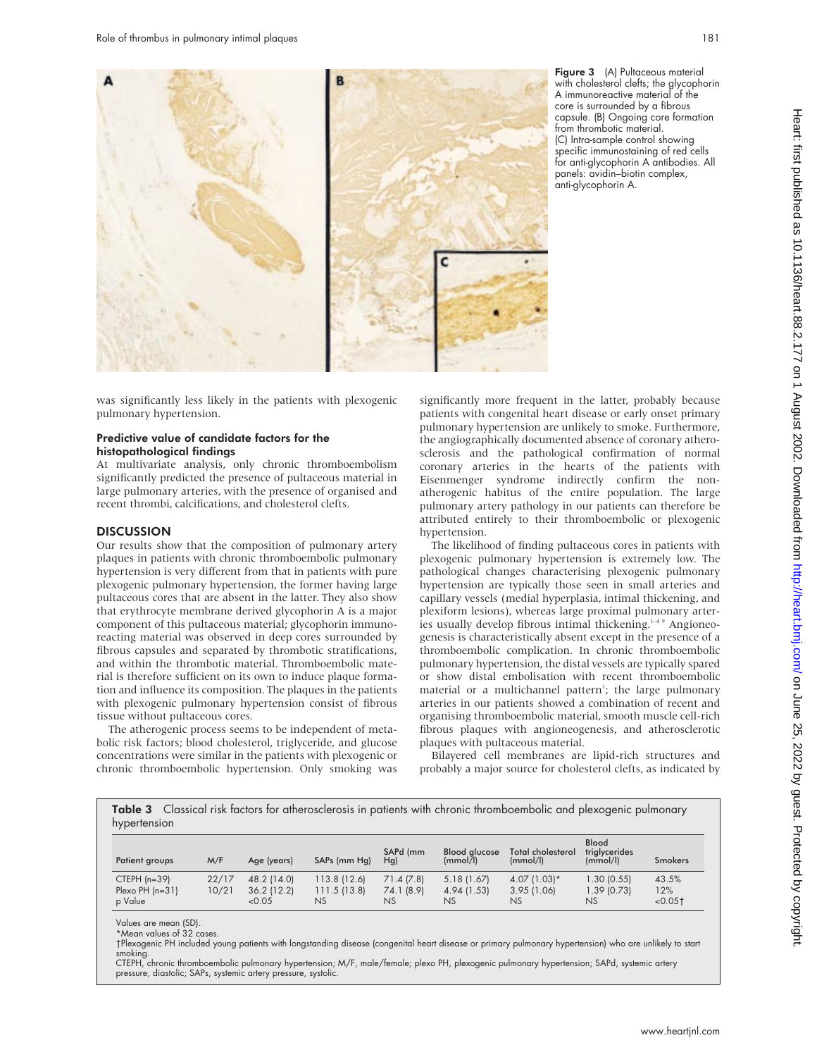Figure 3 (A) Pultaceous material with cholesterol clefts; the glycophorin A immunoreactive material of the core is surrounded by a fibrous capsule. (B) Ongoing core formation from thrombotic material. (C) Intra-sample control showing specific immunostaining of red cells for anti-glycophorin A antibodies. All panels: avidin–biotin complex, anti-glycophorin A.

was significantly less likely in the patients with plexogenic pulmonary hypertension.

### Predictive value of candidate factors for the histopathological findings

At multivariate analysis, only chronic thromboembolism significantly predicted the presence of pultaceous material in large pulmonary arteries, with the presence of organised and recent thrombi, calcifications, and cholesterol clefts.

## DISCUSSION

Our results show that the composition of pulmonary artery plaques in patients with chronic thromboembolic pulmonary hypertension is very different from that in patients with pure plexogenic pulmonary hypertension, the former having large pultaceous cores that are absent in the latter. They also show that erythrocyte membrane derived glycophorin A is a major component of this pultaceous material; glycophorin immunoreacting material was observed in deep cores surrounded by fibrous capsules and separated by thrombotic stratifications, and within the thrombotic material. Thromboembolic material is therefore sufficient on its own to induce plaque formation and influence its composition. The plaques in the patients with plexogenic pulmonary hypertension consist of fibrous tissue without pultaceous cores.

The atherogenic process seems to be independent of metabolic risk factors; blood cholesterol, triglyceride, and glucose concentrations were similar in the patients with plexogenic or chronic thromboembolic hypertension. Only smoking was significantly more frequent in the latter, probably because patients with congenital heart disease or early onset primary pulmonary hypertension are unlikely to smoke. Furthermore, the angiographically documented absence of coronary atherosclerosis and the pathological confirmation of normal coronary arteries in the hearts of the patients with Eisenmenger syndrome indirectly confirm the non-atherogenic habitus of the entire population. The large pulmonary artery pathology in our patients can therefore be attributed entirely to their thromboembolic or plexogenic hypertension.

The likelihood of finding pultaceous cores in patients with plexogenic pulmonary hypertension is extremely low. The pathological changes characterising plexogenic pulmonary hypertension are typically those seen in small arteries and capillary vessels (medial hyperplasia, intimal thickening, and plexiform lesions), whereas large proximal pulmonary arteries usually develop fibrous intimal thickening.[1–4 9] Angioneogenesis is characteristically absent except in the presence of a thromboembolic complication. In chronic thromboembolic pulmonary hypertension, the distal vessels are typically spared or show distal embolisation with recent thromboembolic material or a multichannel pattern[1]; the large pulmonary arteries in our patients showed a combination of recent and organising thromboembolic material, smooth muscle cell-rich fibrous plaques with angioneogenesis, and atherosclerotic plaques with pultaceous material.

Bilayered cell membranes are lipid-rich structures and probably a major source for cholesterol clefts, as indicated by

**Table 3** Classical risk factors for atherosclerosis in patients with chronic thromboembolic and plexogenic pulmonary hypertension

| Patient groups | M/F | Age (years) | SAPs (mm Hg) | SAPd (mm Hg) | Blood glucose (mmol/l) | Total cholesterol (mmol/l) | Blood triglycerides (mmol/l) | Smokers |
|---|---|---|---|---|---|---|---|---|
| CTEPH (n=39) | 22/17 | 48.2 (14.0) | 113.8 (12.6) | 71.4 (7.8) | 5.18 (1.67) | 4.07 (1.03)* | 1.30 (0.55) | 43.5% |
| Plexo PH (n=31) | 10/21 | 36.2 (12.2) | 111.5 (13.8) | 74.1 (8.9) | 4.94 (1.53) | 3.95 (1.06) | 1.39 (0.73) | 12% |
| p Value | | <0.05 | NS | NS | NS | NS | NS | <0.05† |

Values are mean (SD).
*Mean values of 32 cases.
†Plexogenic PH included young patients with longstanding disease (congenital heart disease or primary pulmonary hypertension) who are unlikely to start smoking.
CTEPH, chronic thromboembolic pulmonary hypertension; M/F, male/female; plexo PH, plexogenic pulmonary hypertension; SAPd, systemic artery pressure, diastolic; SAPs, systemic artery pressure, systolic.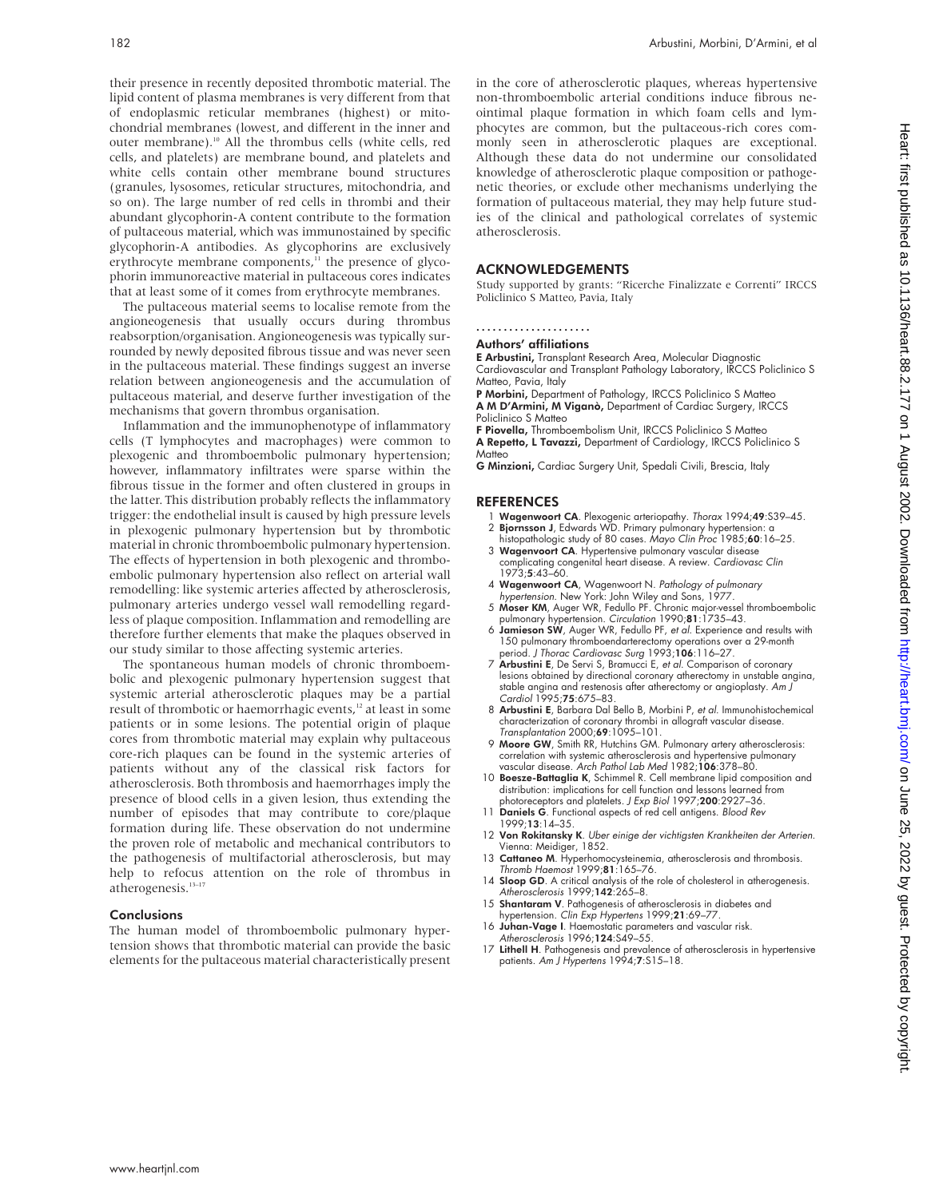their presence in recently deposited thrombotic material. The lipid content of plasma membranes is very different from that of endoplasmic reticular membranes (highest) or mitochondrial membranes (lowest, and different in the inner and outer membrane).[10] All the thrombus cells (white cells, red cells, and platelets) are membrane bound, and platelets and white cells contain other membrane bound structures (granules, lysosomes, reticular structures, mitochondria, and so on). The large number of red cells in thrombi and their abundant glycophorin-A content contribute to the formation of pultaceous material, which was immunostained by specific glycophorin-A antibodies. As glycophorins are exclusively erythrocyte membrane components,[11] the presence of glycophorin immunoreactive material in pultaceous cores indicates that at least some of it comes from erythrocyte membranes.

The pultaceous material seems to localise remote from the angioneogenesis that usually occurs during thrombus reabsorption/organisation. Angioneogenesis was typically surrounded by newly deposited fibrous tissue and was never seen in the pultaceous material. These findings suggest an inverse relation between angioneogenesis and the accumulation of pultaceous material, and deserve further investigation of the mechanisms that govern thrombus organisation.

Inflammation and the immunophenotype of inflammatory cells (T lymphocytes and macrophages) were common to plexogenic and thromboembolic pulmonary hypertension; however, inflammatory infiltrates were sparse within the fibrous tissue in the former and often clustered in groups in the latter. This distribution probably reflects the inflammatory trigger: the endothelial insult is caused by high pressure levels in plexogenic pulmonary hypertension but by thrombotic material in chronic thromboembolic pulmonary hypertension. The effects of hypertension in both plexogenic and thromboembolic pulmonary hypertension also reflect on arterial wall remodelling: like systemic arteries affected by atherosclerosis, pulmonary arteries undergo vessel wall remodelling regardless of plaque composition. Inflammation and remodelling are therefore further elements that make the plaques observed in our study similar to those affecting systemic arteries.

The spontaneous human models of chronic thromboembolic and plexogenic pulmonary hypertension suggest that systemic arterial atherosclerotic plaques may be a partial result of thrombotic or haemorrhagic events,[12] at least in some patients or in some lesions. The potential origin of plaque cores from thrombotic material may explain why pultaceous core-rich plaques can be found in the systemic arteries of patients without any of the classical risk factors for atherosclerosis. Both thrombosis and haemorrhages imply the presence of blood cells in a given lesion, thus extending the number of episodes that may contribute to core/plaque formation during life. These observation do not undermine the proven role of metabolic and mechanical contributors to the pathogenesis of multifactorial atherosclerosis, but may help to refocus attention on the role of thrombus in atherogenesis.[13–17]

### Conclusions

The human model of thromboembolic pulmonary hypertension shows that thrombotic material can provide the basic elements for the pultaceous material characteristically present in the core of atherosclerotic plaques, whereas hypertensive non-thromboembolic arterial conditions induce fibrous neointimal plaque formation in which foam cells and lymphocytes are common, but the pultaceous-rich cores commonly seen in atherosclerotic plaques are exceptional. Although these data do not undermine our consolidated knowledge of atherosclerotic plaque composition or pathogenetic theories, or exclude other mechanisms underlying the formation of pultaceous material, they may help future studies of the clinical and pathological correlates of systemic atherosclerosis.

## ACKNOWLEDGEMENTS

Study supported by grants: "Ricerche Finalizzate e Correnti" IRCCS Policlinico S Matteo, Pavia, Italy

### Authors' affiliations

**E Arbustini,** Transplant Research Area, Molecular Diagnostic Cardiovascular and Transplant Pathology Laboratory, IRCCS Policlinico S Matteo, Pavia, Italy
**P Morbini,** Department of Pathology, IRCCS Policlinico S Matteo
**A M D'Armini, M Viganò,** Department of Cardiac Surgery, IRCCS Policlinico S Matteo
**F Piovella,** Thromboembolism Unit, IRCCS Policlinico S Matteo
**A Repetto, L Tavazzi,** Department of Cardiology, IRCCS Policlinico S Matteo
**G Minzioni,** Cardiac Surgery Unit, Spedali Civili, Brescia, Italy

## REFERENCES

1. **Wagenvoort CA**. Plexogenic arteriopathy. *Thorax* 1994;**49**:S39–45.
2. **Bjornsson J**, Edwards WD. Primary pulmonary hypertension: a histopathologic study of 80 cases. *Mayo Clin Proc* 1985;**60**:16–25.
3. **Wagenvoort CA**. Hypertensive pulmonary vascular disease complicating congenital heart disease. A review. *Cardiovasc Clin* 1973;**5**:43–60.
4. **Wagenvoort CA**, Wagenwoort N. *Pathology of pulmonary hypertension.* New York: John Wiley and Sons, 1977.
5. **Moser KM**, Auger WR, Fedullo PF. Chronic major-vessel thromboembolic pulmonary hypertension. *Circulation* 1990;**81**:1735–43.
6. **Jamieson SW**, Auger WR, Fedullo PF, *et al.* Experience and results with 150 pulmonary thromboendarterectomy operations over a 29-month period. *J Thorac Cardiovasc Surg* 1993;**106**:116–27.
7. **Arbustini E**, De Servi S, Bramucci E, *et al.* Comparison of coronary lesions obtained by directional coronary atherectomy in unstable angina, stable angina and restenosis after atherectomy or angioplasty. *Am J Cardiol* 1995;**75**:675–83.
8. **Arbustini E**, Barbara Dal Bello B, Morbini P, *et al.* Immunohistochemical characterization of coronary thrombi in allograft vascular disease. *Transplantation* 2000;**69**:1095–101.
9. **Moore GW**, Smith RR, Hutchins GM. Pulmonary artery atherosclerosis: correlation with systemic atherosclerosis and hypertensive pulmonary vascular disease. *Arch Pathol Lab Med* 1982;**106**:378–80.
10. **Boesze-Battaglia K**, Schimmel R. Cell membrane lipid composition and distribution: implications for cell function and lessons learned from photoreceptors and platelets. *J Exp Biol* 1997;**200**:2927–36.
11. **Daniels G**. Functional aspects of red cell antigens. *Blood Rev* 1999;**13**:14–35.
12. **Von Rokitansky K**. *Uber einige der vichtigsten Krankheiten der Arterien.* Vienna: Meidiger, 1852.
13. **Cattaneo M**. Hyperhomocysteinemia, atherosclerosis and thrombosis. *Thromb Haemost* 1999;**81**:165–76.
14. **Sloop GD**. A critical analysis of the role of cholesterol in atherogenesis. *Atherosclerosis* 1999;**142**:265–8.
15. **Shantaram V**. Pathogenesis of atherosclerosis in diabetes and hypertension. *Clin Exp Hypertens* 1999;**21**:69–77.
16. **Juhan-Vage I**. Haemostatic parameters and vascular risk. *Atherosclerosis* 1996;**124**:S49–55.
17. **Lithell H**. Pathogenesis and prevalence of atherosclerosis in hypertensive patients. *Am J Hypertens* 1994;**7**:S15–18.